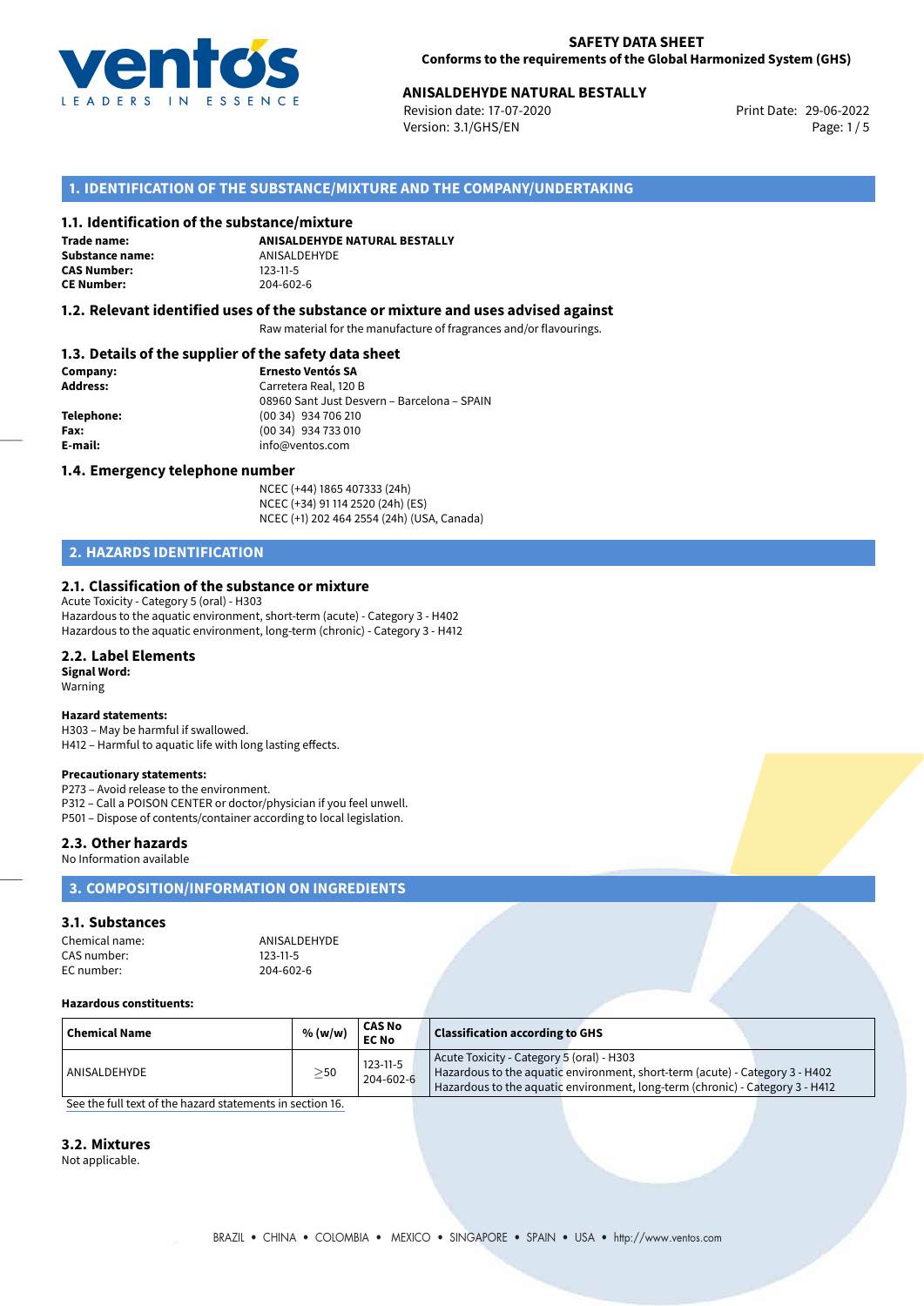**SAFETY DATA SHEET**
**Conforms to the requirements of the Global Harmonized System (GHS)**

**ANISALDEHYDE NATURAL BESTALLY**
Revision date: 17-07-2020
Version: 3.1/GHS/EN
Print Date: 29-06-2022

## 1. IDENTIFICATION OF THE SUBSTANCE/MIXTURE AND THE COMPANY/UNDERTAKING

### 1.1. Identification of the substance/mixture

**Trade name:** ANISALDEHYDE NATURAL BESTALLY
**Substance name:** ANISALDEHYDE
**CAS Number:** 123-11-5
**CE Number:** 204-602-6

### 1.2. Relevant identified uses of the substance or mixture and uses advised against

Raw material for the manufacture of fragrances and/or flavourings.

### 1.3. Details of the supplier of the safety data sheet

**Company:** Ernesto Ventós SA
**Address:** Carretera Real, 120 B
08960 Sant Just Desvern – Barcelona – SPAIN
**Telephone:** (00 34) 934 706 210
**Fax:** (00 34) 934 733 010
**E-mail:** info@ventos.com

### 1.4. Emergency telephone number

NCEC (+44) 1865 407333 (24h)
NCEC (+34) 91 114 2520 (24h) (ES)
NCEC (+1) 202 464 2554 (24h) (USA, Canada)

## 2. HAZARDS IDENTIFICATION

### 2.1. Classification of the substance or mixture

Acute Toxicity - Category 5 (oral) - H303
Hazardous to the aquatic environment, short-term (acute) - Category 3 - H402
Hazardous to the aquatic environment, long-term (chronic) - Category 3 - H412

### 2.2. Label Elements

**Signal Word:**
Warning

**Hazard statements:**
H303 – May be harmful if swallowed.
H412 – Harmful to aquatic life with long lasting effects.

**Precautionary statements:**
P273 – Avoid release to the environment.
P312 – Call a POISON CENTER or doctor/physician if you feel unwell.
P501 – Dispose of contents/container according to local legislation.

### 2.3. Other hazards

No Information available

## 3. COMPOSITION/INFORMATION ON INGREDIENTS

### 3.1. Substances

Chemical name: ANISALDEHYDE
CAS number: 123-11-5
EC number: 204-602-6

**Hazardous constituents:**

| Chemical Name | % (w/w) | CAS No EC No | Classification according to GHS |
|---|---|---|---|
| ANISALDEHYDE | ≥50 | 123-11-5 204-602-6 | Acute Toxicity - Category 5 (oral) - H303 Hazardous to the aquatic environment, short-term (acute) - Category 3 - H402 Hazardous to the aquatic environment, long-term (chronic) - Category 3 - H412 |

See the full text of the hazard statements in section 16.

### 3.2. Mixtures

Not applicable.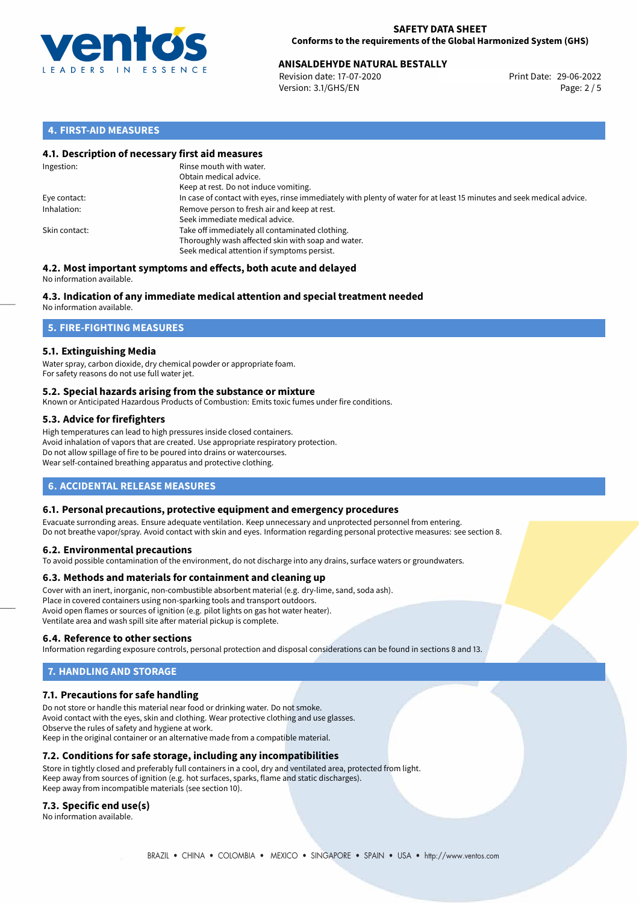## 4. FIRST-AID MEASURES

### 4.1. Description of necessary first aid measures

| | |
|---|---|
| Ingestion: | Rinse mouth with water.<br>Obtain medical advice.<br>Keep at rest. Do not induce vomiting. |
| Eye contact: | In case of contact with eyes, rinse immediately with plenty of water for at least 15 minutes and seek medical advice. |
| Inhalation: | Remove person to fresh air and keep at rest.<br>Seek immediate medical advice. |
| Skin contact: | Take off immediately all contaminated clothing.<br>Thoroughly wash affected skin with soap and water.<br>Seek medical attention if symptoms persist. |

### 4.2. Most important symptoms and effects, both acute and delayed

No information available.

### 4.3. Indication of any immediate medical attention and special treatment needed

No information available.

## 5. FIRE-FIGHTING MEASURES

### 5.1. Extinguishing Media

Water spray, carbon dioxide, dry chemical powder or appropriate foam.
For safety reasons do not use full water jet.

### 5.2. Special hazards arising from the substance or mixture

Known or Anticipated Hazardous Products of Combustion: Emits toxic fumes under fire conditions.

### 5.3. Advice for firefighters

High temperatures can lead to high pressures inside closed containers.
Avoid inhalation of vapors that are created. Use appropriate respiratory protection.
Do not allow spillage of fire to be poured into drains or watercourses.
Wear self-contained breathing apparatus and protective clothing.

## 6. ACCIDENTAL RELEASE MEASURES

### 6.1. Personal precautions, protective equipment and emergency procedures

Evacuate surronding areas. Ensure adequate ventilation. Keep unnecessary and unprotected personnel from entering.
Do not breathe vapor/spray. Avoid contact with skin and eyes. Information regarding personal protective measures: see section 8.

### 6.2. Environmental precautions

To avoid possible contamination of the environment, do not discharge into any drains, surface waters or groundwaters.

### 6.3. Methods and materials for containment and cleaning up

Cover with an inert, inorganic, non-combustible absorbent material (e.g. dry-lime, sand, soda ash).
Place in covered containers using non-sparking tools and transport outdoors.
Avoid open flames or sources of ignition (e.g. pilot lights on gas hot water heater).
Ventilate area and wash spill site after material pickup is complete.

### 6.4. Reference to other sections

Information regarding exposure controls, personal protection and disposal considerations can be found in sections 8 and 13.

## 7. HANDLING AND STORAGE

### 7.1. Precautions for safe handling

Do not store or handle this material near food or drinking water. Do not smoke.
Avoid contact with the eyes, skin and clothing. Wear protective clothing and use glasses.
Observe the rules of safety and hygiene at work.
Keep in the original container or an alternative made from a compatible material.

### 7.2. Conditions for safe storage, including any incompatibilities

Store in tightly closed and preferably full containers in a cool, dry and ventilated area, protected from light.
Keep away from sources of ignition (e.g. hot surfaces, sparks, flame and static discharges).
Keep away from incompatible materials (see section 10).

### 7.3. Specific end use(s)

No information available.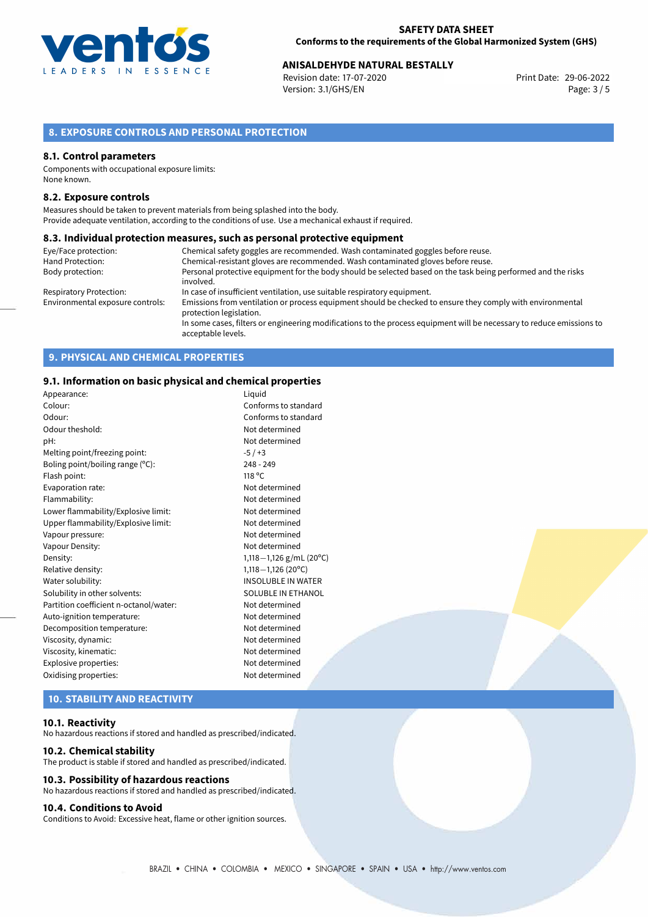## 8. EXPOSURE CONTROLS AND PERSONAL PROTECTION

### 8.1. Control parameters

Components with occupational exposure limits:
None known.

### 8.2. Exposure controls

Measures should be taken to prevent materials from being splashed into the body.
Provide adequate ventilation, according to the conditions of use. Use a mechanical exhaust if required.

### 8.3. Individual protection measures, such as personal protective equipment

| | |
|---|---|
| Eye/Face protection: | Chemical safety goggles are recommended. Wash contaminated goggles before reuse. |
| Hand Protection: | Chemical-resistant gloves are recommended. Wash contaminated gloves before reuse. |
| Body protection: | Personal protective equipment for the body should be selected based on the task being performed and the risks involved. |
| Respiratory Protection: | In case of insufficient ventilation, use suitable respiratory equipment. |
| Environmental exposure controls: | Emissions from ventilation or process equipment should be checked to ensure they comply with environmental protection legislation. In some cases, filters or engineering modifications to the process equipment will be necessary to reduce emissions to acceptable levels. |

## 9. PHYSICAL AND CHEMICAL PROPERTIES

### 9.1. Information on basic physical and chemical properties

| | |
|---|---|
| Appearance: | Liquid |
| Colour: | Conforms to standard |
| Odour: | Conforms to standard |
| Odour theshold: | Not determined |
| pH: | Not determined |
| Melting point/freezing point: | -5 / +3 |
| Boling point/boiling range (°C): | 248 - 249 |
| Flash point: | 118 °C |
| Evaporation rate: | Not determined |
| Flammability: | Not determined |
| Lower flammability/Explosive limit: | Not determined |
| Upper flammability/Explosive limit: | Not determined |
| Vapour pressure: | Not determined |
| Vapour Density: | Not determined |
| Density: | 1,118—1,126 g/mL (20°C) |
| Relative density: | 1,118—1,126 (20°C) |
| Water solubility: | INSOLUBLE IN WATER |
| Solubility in other solvents: | SOLUBLE IN ETHANOL |
| Partition coefficient n-octanol/water: | Not determined |
| Auto-ignition temperature: | Not determined |
| Decomposition temperature: | Not determined |
| Viscosity, dynamic: | Not determined |
| Viscosity, kinematic: | Not determined |
| Explosive properties: | Not determined |
| Oxidising properties: | Not determined |

## 10. STABILITY AND REACTIVITY

### 10.1. Reactivity

No hazardous reactions if stored and handled as prescribed/indicated.

### 10.2. Chemical stability

The product is stable if stored and handled as prescribed/indicated.

### 10.3. Possibility of hazardous reactions

No hazardous reactions if stored and handled as prescribed/indicated.

### 10.4. Conditions to Avoid

Conditions to Avoid: Excessive heat, flame or other ignition sources.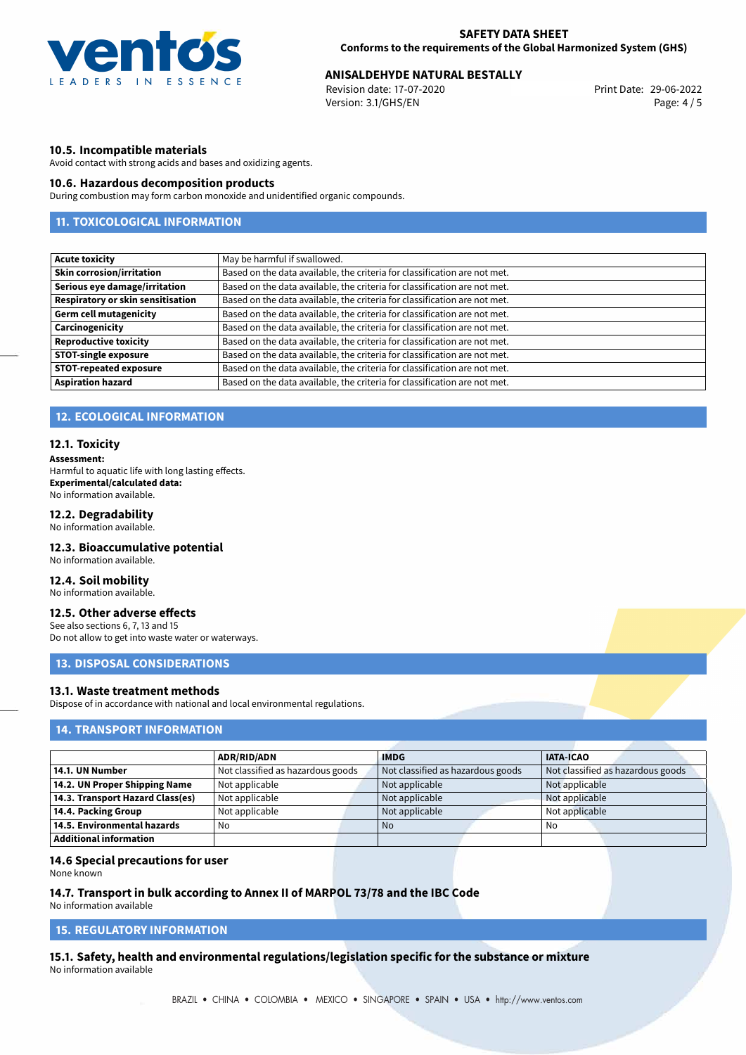### 10.5. Incompatible materials

Avoid contact with strong acids and bases and oxidizing agents.

### 10.6. Hazardous decomposition products

During combustion may form carbon monoxide and unidentified organic compounds.

## 11. TOXICOLOGICAL INFORMATION

| | |
|---|---|
| **Acute toxicity** | May be harmful if swallowed. |
| **Skin corrosion/irritation** | Based on the data available, the criteria for classification are not met. |
| **Serious eye damage/irritation** | Based on the data available, the criteria for classification are not met. |
| **Respiratory or skin sensitisation** | Based on the data available, the criteria for classification are not met. |
| **Germ cell mutagenicity** | Based on the data available, the criteria for classification are not met. |
| **Carcinogenicity** | Based on the data available, the criteria for classification are not met. |
| **Reproductive toxicity** | Based on the data available, the criteria for classification are not met. |
| **STOT-single exposure** | Based on the data available, the criteria for classification are not met. |
| **STOT-repeated exposure** | Based on the data available, the criteria for classification are not met. |
| **Aspiration hazard** | Based on the data available, the criteria for classification are not met. |

## 12. ECOLOGICAL INFORMATION

### 12.1. Toxicity

**Assessment:**
Harmful to aquatic life with long lasting effects.
**Experimental/calculated data:**
No information available.

### 12.2. Degradability

No information available.

### 12.3. Bioaccumulative potential

No information available.

### 12.4. Soil mobility

No information available.

### 12.5. Other adverse effects

See also sections 6, 7, 13 and 15
Do not allow to get into waste water or waterways.

## 13. DISPOSAL CONSIDERATIONS

### 13.1. Waste treatment methods

Dispose of in accordance with national and local environmental regulations.

## 14. TRANSPORT INFORMATION

| | ADR/RID/ADN | IMDG | IATA-ICAO |
|---|---|---|---|
| **14.1. UN Number** | Not classified as hazardous goods | Not classified as hazardous goods | Not classified as hazardous goods |
| **14.2. UN Proper Shipping Name** | Not applicable | Not applicable | Not applicable |
| **14.3. Transport Hazard Class(es)** | Not applicable | Not applicable | Not applicable |
| **14.4. Packing Group** | Not applicable | Not applicable | Not applicable |
| **14.5. Environmental hazards** | No | No | No |
| **Additional information** | | | |

### 14.6 Special precautions for user

None known

### 14.7. Transport in bulk according to Annex II of MARPOL 73/78 and the IBC Code

No information available

## 15. REGULATORY INFORMATION

### 15.1. Safety, health and environmental regulations/legislation specific for the substance or mixture

No information available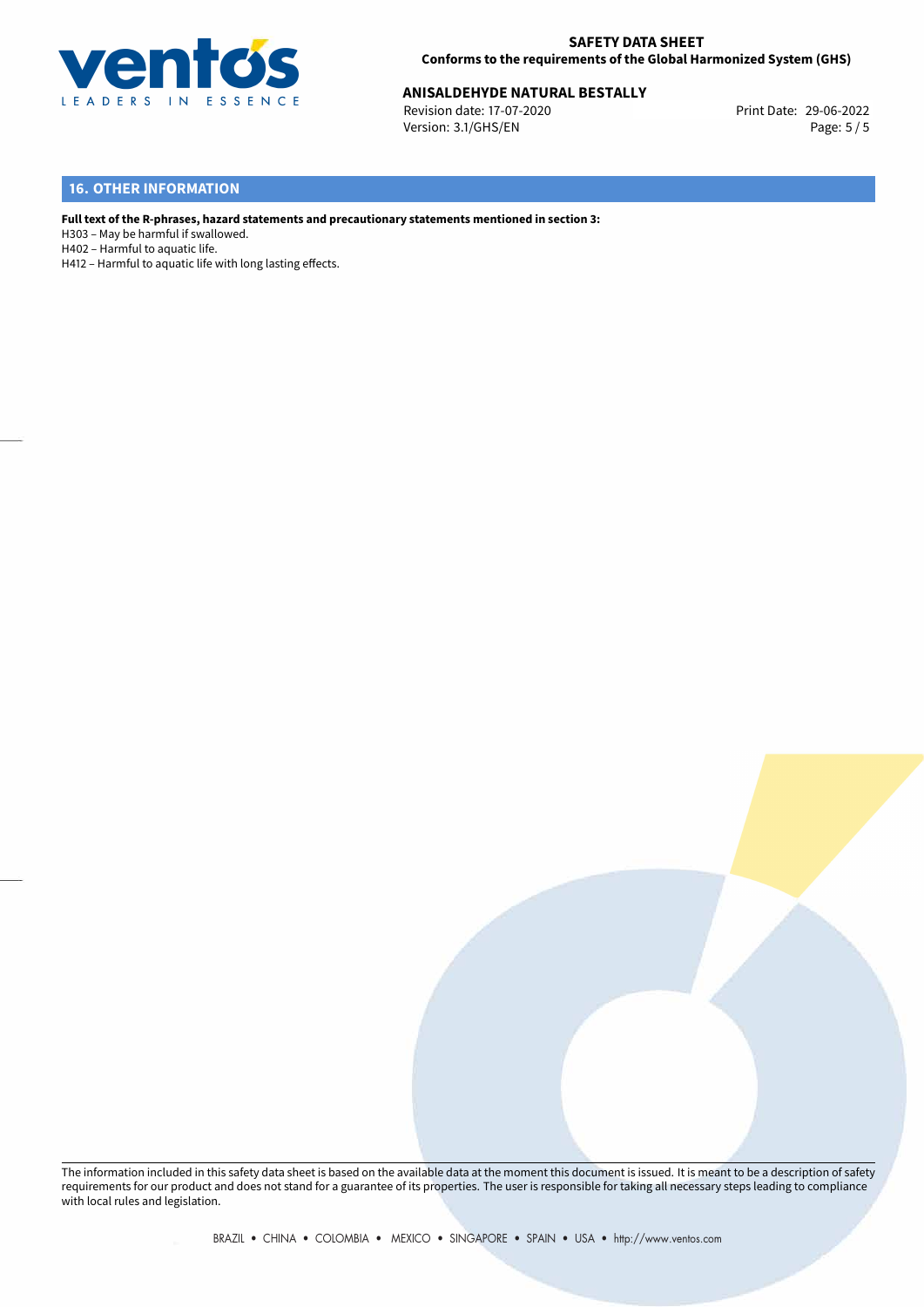## 16. OTHER INFORMATION

**Full text of the R-phrases, hazard statements and precautionary statements mentioned in section 3:**

H303 – May be harmful if swallowed.
H402 – Harmful to aquatic life.
H412 – Harmful to aquatic life with long lasting effects.

The information included in this safety data sheet is based on the available data at the moment this document is issued. It is meant to be a description of safety requirements for our product and does not stand for a guarantee of its properties. The user is responsible for taking all necessary steps leading to compliance with local rules and legislation.